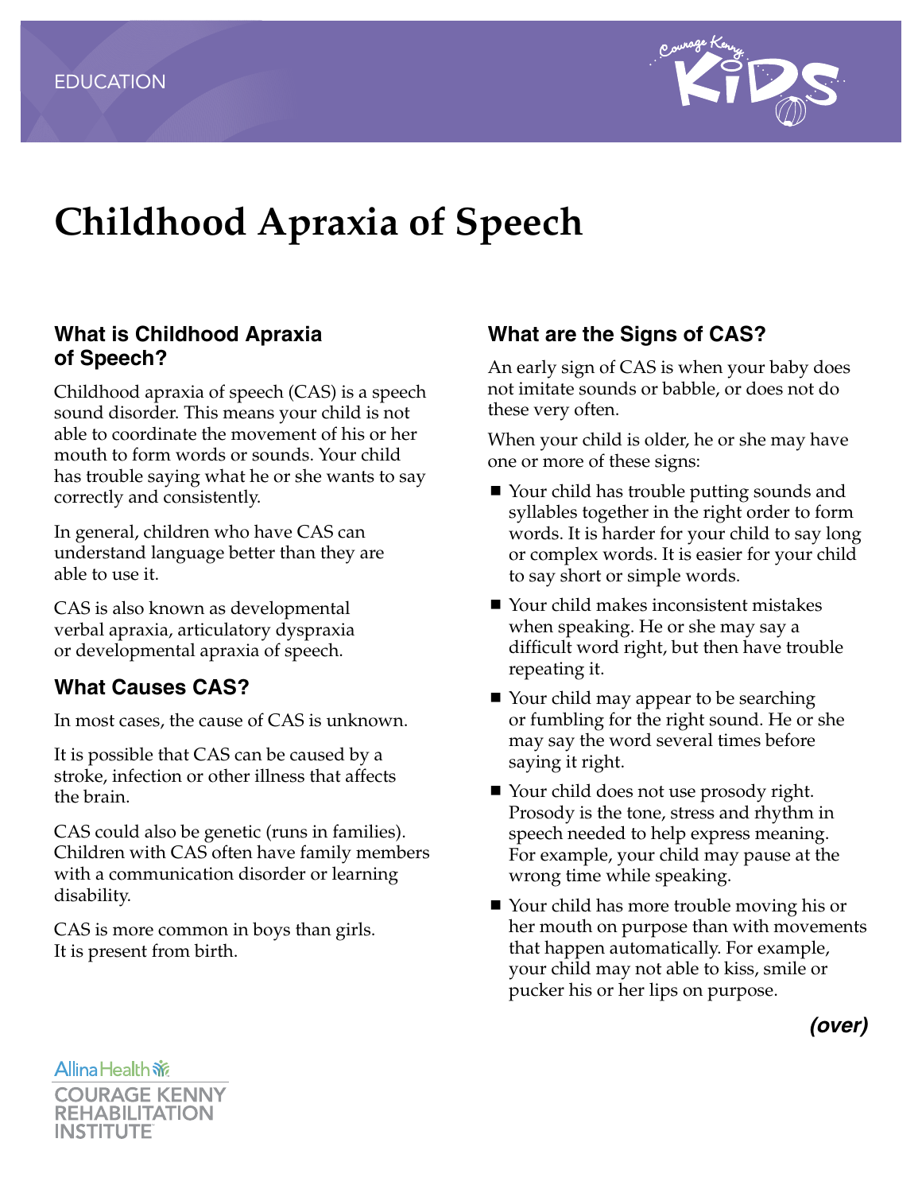EDUCATION

# Childhood Apraxia of Speech

## What is Childhood Apraxia of Speech?

Childhood apraxia of speech (CAS) is a speech sound disorder. This means your child is not able to coordinate the movement of his or her mouth to form words or sounds. Your child has trouble saying what he or she wants to say correctly and consistently.

In general, children who have CAS can understand language better than they are able to use it.

CAS is also known as developmental verbal apraxia, articulatory dyspraxia or developmental apraxia of speech.

## What Causes CAS?

In most cases, the cause of CAS is unknown.

It is possible that CAS can be caused by a stroke, infection or other illness that affects the brain.

CAS could also be genetic (runs in families). Children with CAS often have family members with a communication disorder or learning disability.

CAS is more common in boys than girls. It is present from birth.

## What are the Signs of CAS?

An early sign of CAS is when your baby does not imitate sounds or babble, or does not do these very often.

When your child is older, he or she may have one or more of these signs:

- Your child has trouble putting sounds and syllables together in the right order to form words. It is harder for your child to say long or complex words. It is easier for your child to say short or simple words.
- Your child makes inconsistent mistakes when speaking. He or she may say a difficult word right, but then have trouble repeating it.
- Your child may appear to be searching or fumbling for the right sound. He or she may say the word several times before saying it right.
- Your child does not use prosody right. Prosody is the tone, stress and rhythm in speech needed to help express meaning. For example, your child may pause at the wrong time while speaking.
- Your child has more trouble moving his or her mouth on purpose than with movements that happen automatically. For example, your child may not able to kiss, smile or pucker his or her lips on purpose.

***(over)***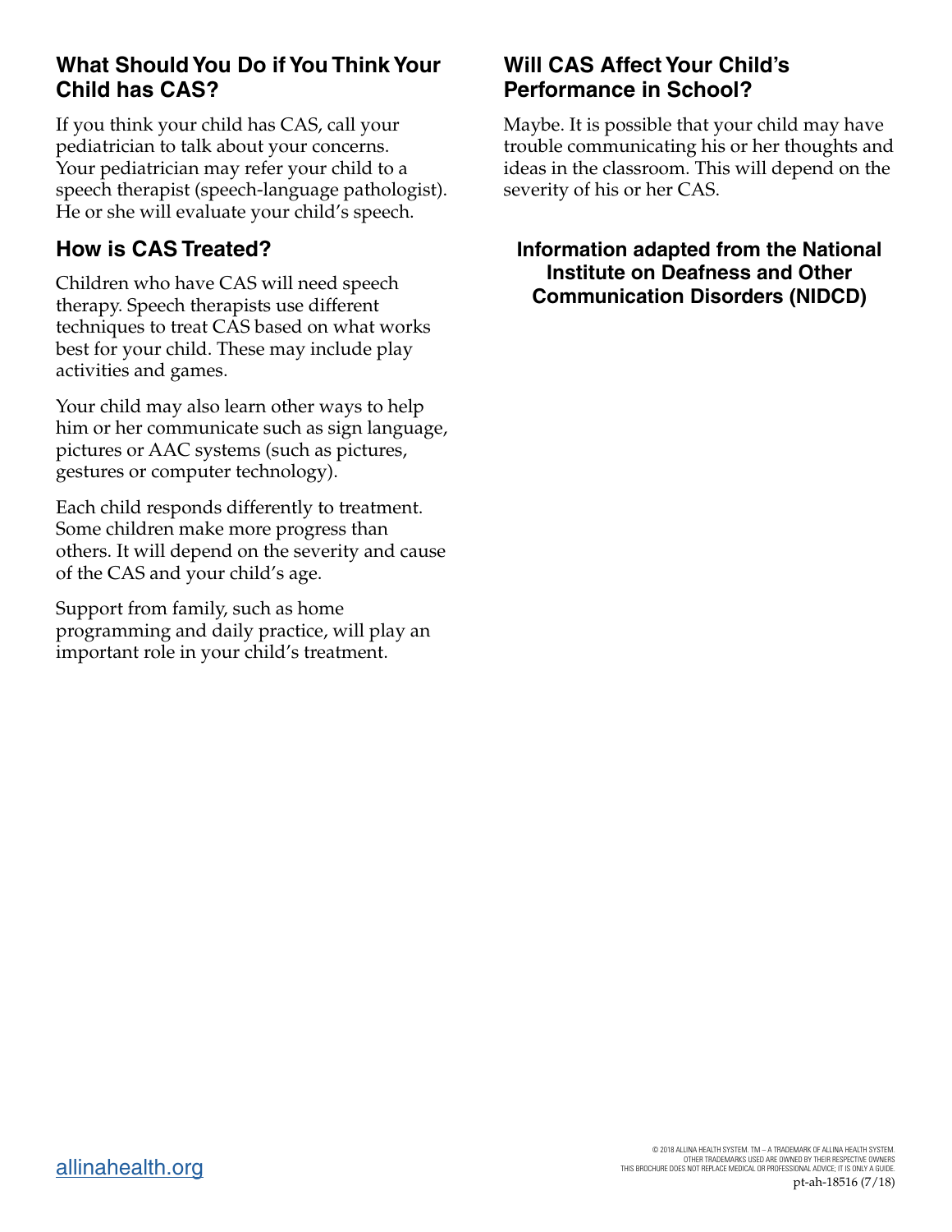## What Should You Do if You Think Your Child has CAS?

If you think your child has CAS, call your pediatrician to talk about your concerns. Your pediatrician may refer your child to a speech therapist (speech-language pathologist). He or she will evaluate your child's speech.

## How is CAS Treated?

Children who have CAS will need speech therapy. Speech therapists use different techniques to treat CAS based on what works best for your child. These may include play activities and games.

Your child may also learn other ways to help him or her communicate such as sign language, pictures or AAC systems (such as pictures, gestures or computer technology).

Each child responds differently to treatment. Some children make more progress than others. It will depend on the severity and cause of the CAS and your child's age.

Support from family, such as home programming and daily practice, will play an important role in your child's treatment.

## Will CAS Affect Your Child's Performance in School?

Maybe. It is possible that your child may have trouble communicating his or her thoughts and ideas in the classroom. This will depend on the severity of his or her CAS.

**Information adapted from the National Institute on Deafness and Other Communication Disorders (NIDCD)**

allinahealth.org

© 2018 ALLINA HEALTH SYSTEM. TM – A TRADEMARK OF ALLINA HEALTH SYSTEM.
OTHER TRADEMARKS USED ARE OWNED BY THEIR RESPECTIVE OWNERS
THIS BROCHURE DOES NOT REPLACE MEDICAL OR PROFESSIONAL ADVICE; IT IS ONLY A GUIDE.
pt-ah-18516 (7/18)